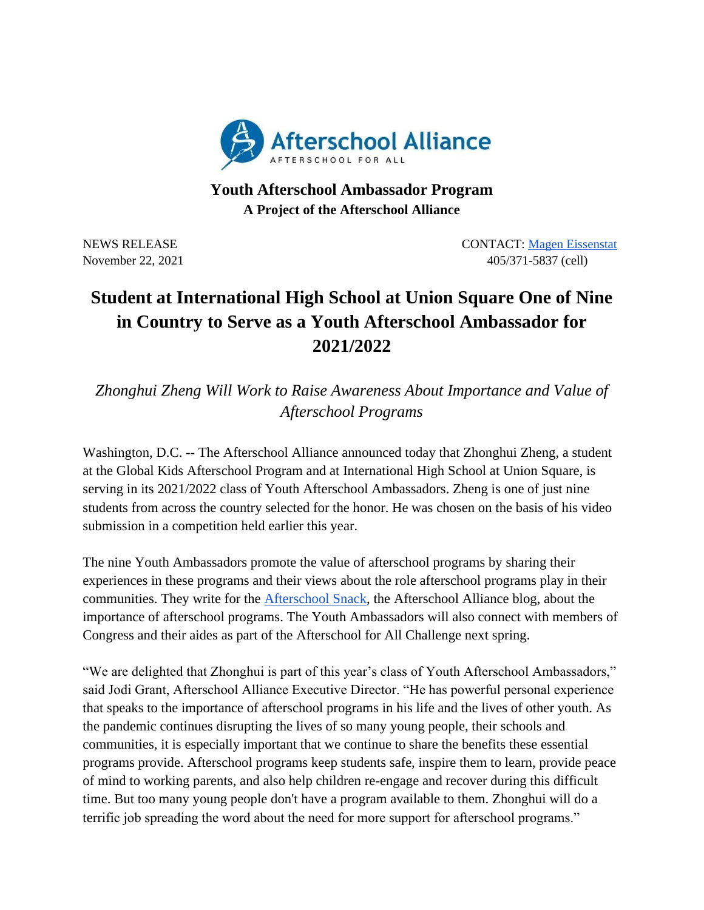Afterschool Alliance
AFTERSCHOOL FOR ALL

**Youth Afterschool Ambassador Program**
**A Project of the Afterschool Alliance**

NEWS RELEASE
November 22, 2021

CONTACT: [Magen Eissenstat]
405/371-5837 (cell)

# Student at International High School at Union Square One of Nine in Country to Serve as a Youth Afterschool Ambassador for 2021/2022

*Zhonghui Zheng Will Work to Raise Awareness About Importance and Value of Afterschool Programs*

Washington, D.C. -- The Afterschool Alliance announced today that Zhonghui Zheng, a student at the Global Kids Afterschool Program and at International High School at Union Square, is serving in its 2021/2022 class of Youth Afterschool Ambassadors. Zheng is one of just nine students from across the country selected for the honor. He was chosen on the basis of his video submission in a competition held earlier this year.

The nine Youth Ambassadors promote the value of afterschool programs by sharing their experiences in these programs and their views about the role afterschool programs play in their communities. They write for the Afterschool Snack, the Afterschool Alliance blog, about the importance of afterschool programs. The Youth Ambassadors will also connect with members of Congress and their aides as part of the Afterschool for All Challenge next spring.

"We are delighted that Zhonghui is part of this year's class of Youth Afterschool Ambassadors," said Jodi Grant, Afterschool Alliance Executive Director. "He has powerful personal experience that speaks to the importance of afterschool programs in his life and the lives of other youth. As the pandemic continues disrupting the lives of so many young people, their schools and communities, it is especially important that we continue to share the benefits these essential programs provide. Afterschool programs keep students safe, inspire them to learn, provide peace of mind to working parents, and also help children re-engage and recover during this difficult time. But too many young people don't have a program available to them. Zhonghui will do a terrific job spreading the word about the need for more support for afterschool programs."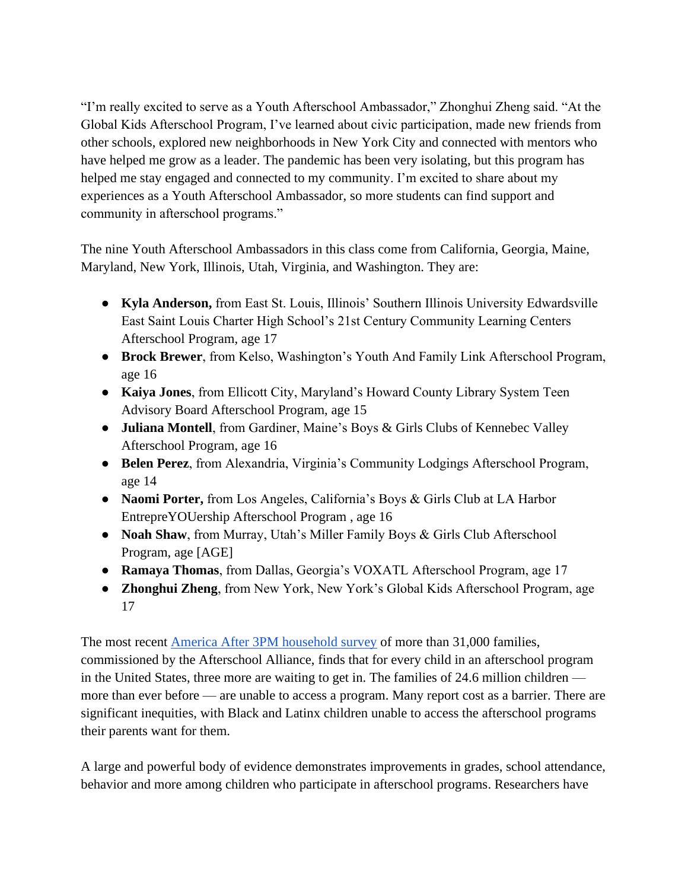"I'm really excited to serve as a Youth Afterschool Ambassador," Zhonghui Zheng said. "At the Global Kids Afterschool Program, I've learned about civic participation, made new friends from other schools, explored new neighborhoods in New York City and connected with mentors who have helped me grow as a leader. The pandemic has been very isolating, but this program has helped me stay engaged and connected to my community. I'm excited to share about my experiences as a Youth Afterschool Ambassador, so more students can find support and community in afterschool programs."

The nine Youth Afterschool Ambassadors in this class come from California, Georgia, Maine, Maryland, New York, Illinois, Utah, Virginia, and Washington. They are:

- **Kyla Anderson,** from East St. Louis, Illinois' Southern Illinois University Edwardsville East Saint Louis Charter High School's 21st Century Community Learning Centers Afterschool Program, age 17
- **Brock Brewer**, from Kelso, Washington's Youth And Family Link Afterschool Program, age 16
- **Kaiya Jones**, from Ellicott City, Maryland's Howard County Library System Teen Advisory Board Afterschool Program, age 15
- **Juliana Montell**, from Gardiner, Maine's Boys & Girls Clubs of Kennebec Valley Afterschool Program, age 16
- **Belen Perez**, from Alexandria, Virginia's Community Lodgings Afterschool Program, age 14
- **Naomi Porter,** from Los Angeles, California's Boys & Girls Club at LA Harbor EntrepreYOUership Afterschool Program , age 16
- **Noah Shaw**, from Murray, Utah's Miller Family Boys & Girls Club Afterschool Program, age [AGE]
- **Ramaya Thomas**, from Dallas, Georgia's VOXATL Afterschool Program, age 17
- **Zhonghui Zheng**, from New York, New York's Global Kids Afterschool Program, age 17

The most recent America After 3PM household survey of more than 31,000 families, commissioned by the Afterschool Alliance, finds that for every child in an afterschool program in the United States, three more are waiting to get in. The families of 24.6 million children — more than ever before — are unable to access a program. Many report cost as a barrier. There are significant inequities, with Black and Latinx children unable to access the afterschool programs their parents want for them.

A large and powerful body of evidence demonstrates improvements in grades, school attendance, behavior and more among children who participate in afterschool programs. Researchers have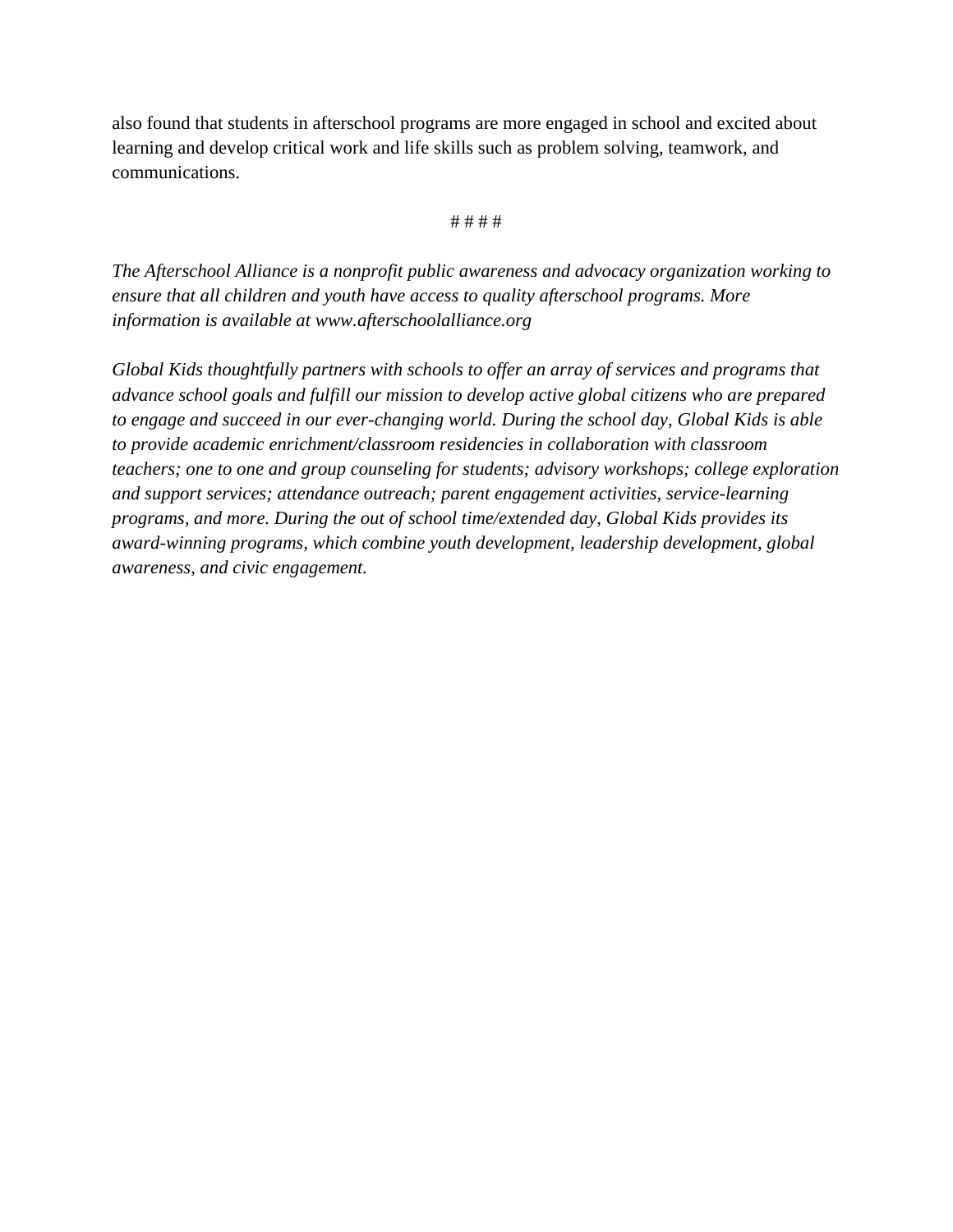also found that students in afterschool programs are more engaged in school and excited about learning and develop critical work and life skills such as problem solving, teamwork, and communications.

# # # #

*The Afterschool Alliance is a nonprofit public awareness and advocacy organization working to ensure that all children and youth have access to quality afterschool programs. More information is available at www.afterschoolalliance.org*

*Global Kids thoughtfully partners with schools to offer an array of services and programs that advance school goals and fulfill our mission to develop active global citizens who are prepared to engage and succeed in our ever-changing world. During the school day, Global Kids is able to provide academic enrichment/classroom residencies in collaboration with classroom teachers; one to one and group counseling for students; advisory workshops; college exploration and support services; attendance outreach; parent engagement activities, service-learning programs, and more. During the out of school time/extended day, Global Kids provides its award-winning programs, which combine youth development, leadership development, global awareness, and civic engagement.*